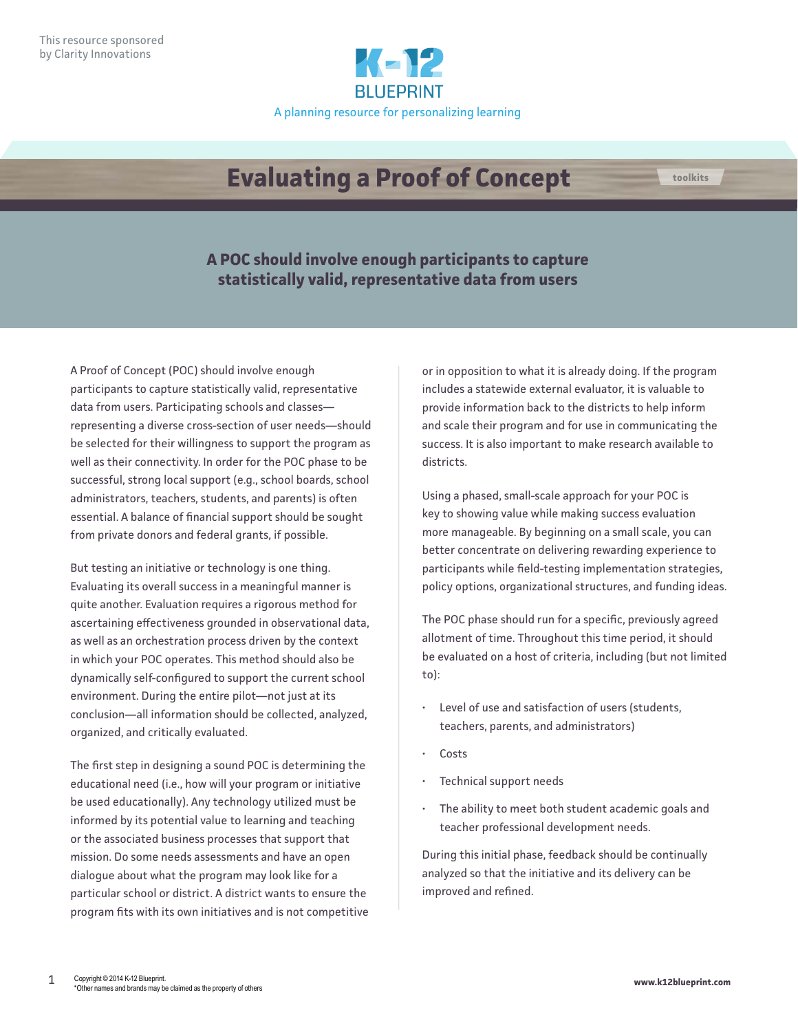This resource sponsored by Clarity Innovations

K-12 BLUEPRINT

A planning resource for personalizing learning

# Evaluating a Proof of Concept

toolkits

**A POC should involve enough participants to capture statistically valid, representative data from users**

A Proof of Concept (POC) should involve enough participants to capture statistically valid, representative data from users. Participating schools and classes—representing a diverse cross-section of user needs—should be selected for their willingness to support the program as well as their connectivity. In order for the POC phase to be successful, strong local support (e.g., school boards, school administrators, teachers, students, and parents) is often essential. A balance of financial support should be sought from private donors and federal grants, if possible.

But testing an initiative or technology is one thing. Evaluating its overall success in a meaningful manner is quite another. Evaluation requires a rigorous method for ascertaining effectiveness grounded in observational data, as well as an orchestration process driven by the context in which your POC operates. This method should also be dynamically self-configured to support the current school environment. During the entire pilot—not just at its conclusion—all information should be collected, analyzed, organized, and critically evaluated.

The first step in designing a sound POC is determining the educational need (i.e., how will your program or initiative be used educationally). Any technology utilized must be informed by its potential value to learning and teaching or the associated business processes that support that mission. Do some needs assessments and have an open dialogue about what the program may look like for a particular school or district. A district wants to ensure the program fits with its own initiatives and is not competitive or in opposition to what it is already doing. If the program includes a statewide external evaluator, it is valuable to provide information back to the districts to help inform and scale their program and for use in communicating the success. It is also important to make research available to districts.

Using a phased, small-scale approach for your POC is key to showing value while making success evaluation more manageable. By beginning on a small scale, you can better concentrate on delivering rewarding experience to participants while field-testing implementation strategies, policy options, organizational structures, and funding ideas.

The POC phase should run for a specific, previously agreed allotment of time. Throughout this time period, it should be evaluated on a host of criteria, including (but not limited to):

- Level of use and satisfaction of users (students, teachers, parents, and administrators)
- Costs
- Technical support needs
- The ability to meet both student academic goals and teacher professional development needs.

During this initial phase, feedback should be continually analyzed so that the initiative and its delivery can be improved and refined.

Copyright © 2014 K-12 Blueprint.
*Other names and brands may be claimed as the property of others

www.k12blueprint.com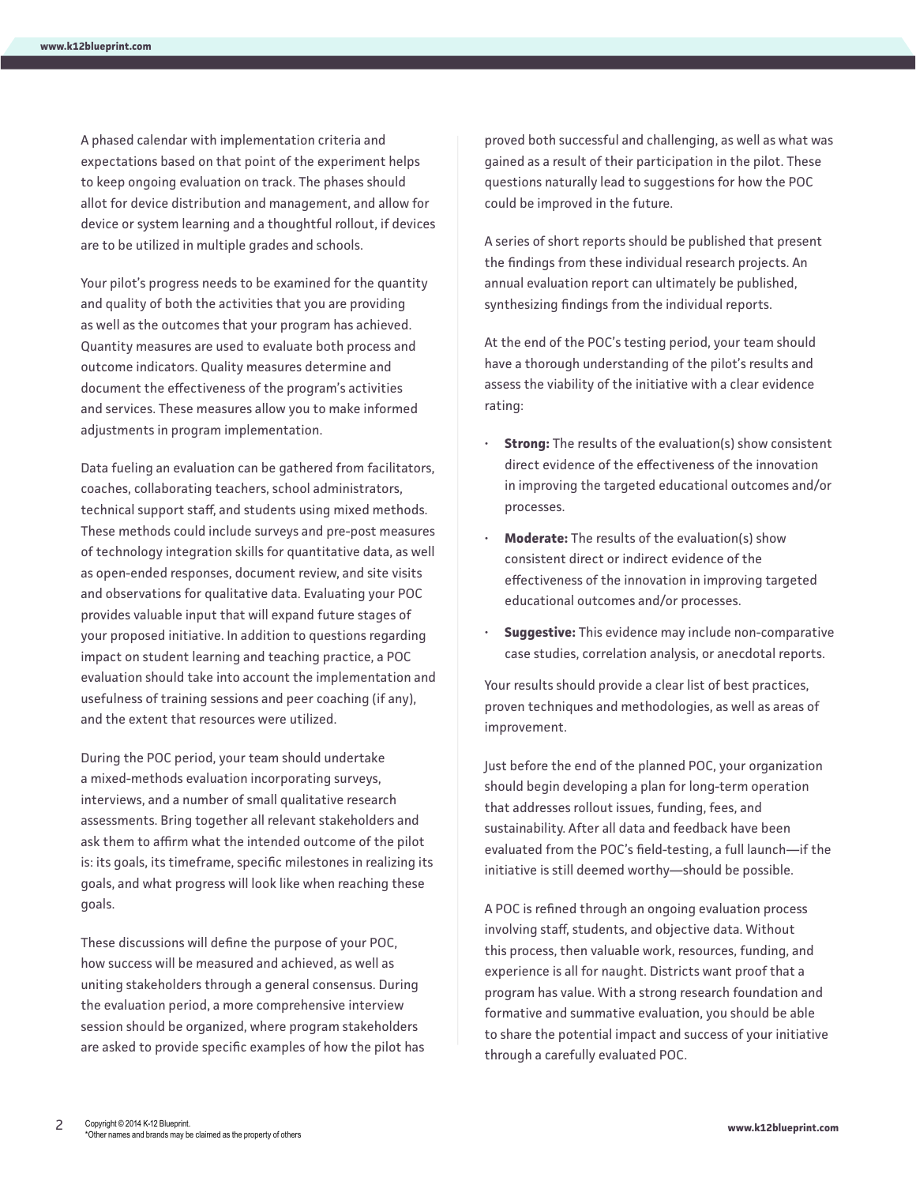A phased calendar with implementation criteria and expectations based on that point of the experiment helps to keep ongoing evaluation on track. The phases should allot for device distribution and management, and allow for device or system learning and a thoughtful rollout, if devices are to be utilized in multiple grades and schools.

Your pilot's progress needs to be examined for the quantity and quality of both the activities that you are providing as well as the outcomes that your program has achieved. Quantity measures are used to evaluate both process and outcome indicators. Quality measures determine and document the effectiveness of the program's activities and services. These measures allow you to make informed adjustments in program implementation.

Data fueling an evaluation can be gathered from facilitators, coaches, collaborating teachers, school administrators, technical support staff, and students using mixed methods. These methods could include surveys and pre-post measures of technology integration skills for quantitative data, as well as open-ended responses, document review, and site visits and observations for qualitative data. Evaluating your POC provides valuable input that will expand future stages of your proposed initiative. In addition to questions regarding impact on student learning and teaching practice, a POC evaluation should take into account the implementation and usefulness of training sessions and peer coaching (if any), and the extent that resources were utilized.

During the POC period, your team should undertake a mixed-methods evaluation incorporating surveys, interviews, and a number of small qualitative research assessments. Bring together all relevant stakeholders and ask them to affirm what the intended outcome of the pilot is: its goals, its timeframe, specific milestones in realizing its goals, and what progress will look like when reaching these goals.

These discussions will define the purpose of your POC, how success will be measured and achieved, as well as uniting stakeholders through a general consensus. During the evaluation period, a more comprehensive interview session should be organized, where program stakeholders are asked to provide specific examples of how the pilot has proved both successful and challenging, as well as what was gained as a result of their participation in the pilot. These questions naturally lead to suggestions for how the POC could be improved in the future.

A series of short reports should be published that present the findings from these individual research projects. An annual evaluation report can ultimately be published, synthesizing findings from the individual reports.

At the end of the POC's testing period, your team should have a thorough understanding of the pilot's results and assess the viability of the initiative with a clear evidence rating:

- **Strong:** The results of the evaluation(s) show consistent direct evidence of the effectiveness of the innovation in improving the targeted educational outcomes and/or processes.
- **Moderate:** The results of the evaluation(s) show consistent direct or indirect evidence of the effectiveness of the innovation in improving targeted educational outcomes and/or processes.
- **Suggestive:** This evidence may include non-comparative case studies, correlation analysis, or anecdotal reports.

Your results should provide a clear list of best practices, proven techniques and methodologies, as well as areas of improvement.

Just before the end of the planned POC, your organization should begin developing a plan for long-term operation that addresses rollout issues, funding, fees, and sustainability. After all data and feedback have been evaluated from the POC's field-testing, a full launch—if the initiative is still deemed worthy—should be possible.

A POC is refined through an ongoing evaluation process involving staff, students, and objective data. Without this process, then valuable work, resources, funding, and experience is all for naught. Districts want proof that a program has value. With a strong research foundation and formative and summative evaluation, you should be able to share the potential impact and success of your initiative through a carefully evaluated POC.

Copyright © 2014 K-12 Blueprint.
*Other names and brands may be claimed as the property of others